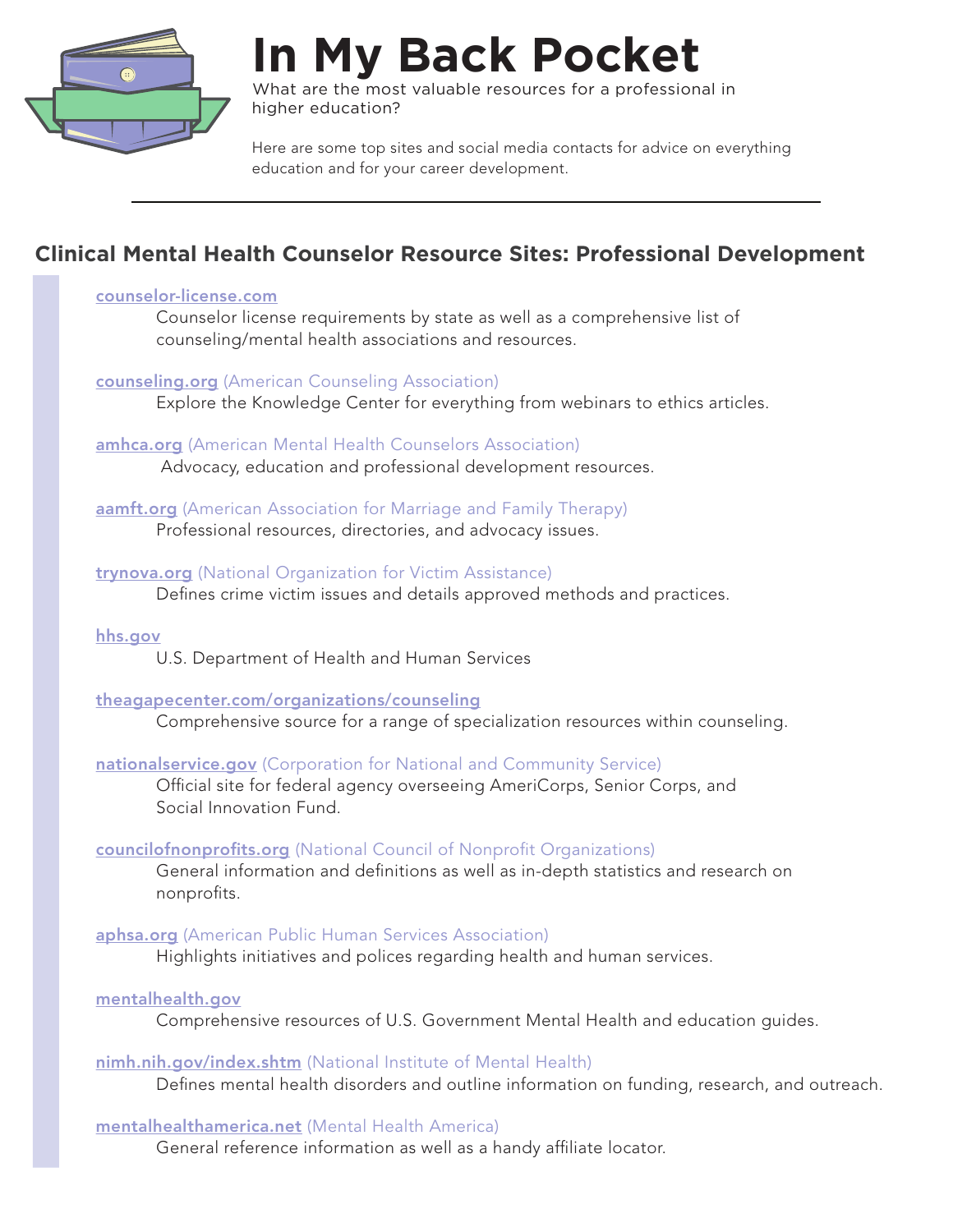# In My Back Pocket

What are the most valuable resources for a professional in higher education?

Here are some top sites and social media contacts for advice on everything education and for your career development.

---

## Clinical Mental Health Counselor Resource Sites: Professional Development

**counselor-license.com**
Counselor license requirements by state as well as a comprehensive list of counseling/mental health associations and resources.

**counseling.org** (American Counseling Association)
Explore the Knowledge Center for everything from webinars to ethics articles.

**amhca.org** (American Mental Health Counselors Association)
Advocacy, education and professional development resources.

**aamft.org** (American Association for Marriage and Family Therapy)
Professional resources, directories, and advocacy issues.

**trynova.org** (National Organization for Victim Assistance)
Defines crime victim issues and details approved methods and practices.

**hhs.gov**
U.S. Department of Health and Human Services

**theagapecenter.com/organizations/counseling**
Comprehensive source for a range of specialization resources within counseling.

**nationalservice.gov** (Corporation for National and Community Service)
Official site for federal agency overseeing AmeriCorps, Senior Corps, and Social Innovation Fund.

**councilofnonprofits.org** (National Council of Nonprofit Organizations)
General information and definitions as well as in-depth statistics and research on nonprofits.

**aphsa.org** (American Public Human Services Association)
Highlights initiatives and polices regarding health and human services.

**mentalhealth.gov**
Comprehensive resources of U.S. Government Mental Health and education guides.

**nimh.nih.gov/index.shtm** (National Institute of Mental Health)
Defines mental health disorders and outline information on funding, research, and outreach.

**mentalhealthamerica.net** (Mental Health America)
General reference information as well as a handy affiliate locator.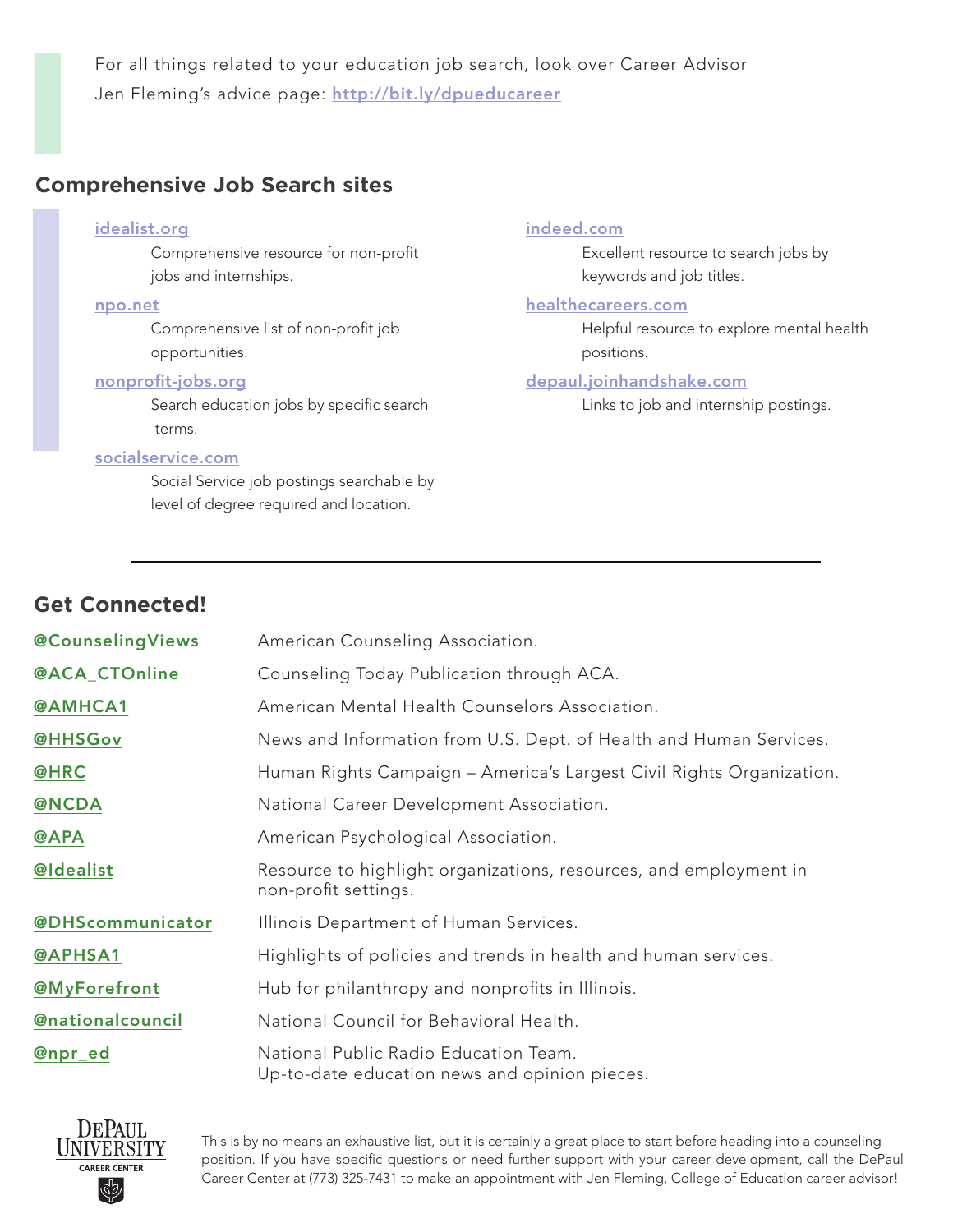For all things related to your education job search, look over Career Advisor Jen Fleming's advice page: [http://bit.ly/dpueducareer](http://bit.ly/dpueducareer)

## Comprehensive Job Search sites

**idealist.org**
Comprehensive resource for non-profit jobs and internships.

**npo.net**
Comprehensive list of non-profit job opportunities.

**nonprofit-jobs.org**
Search education jobs by specific search terms.

**socialservice.com**
Social Service job postings searchable by level of degree required and location.

**indeed.com**
Excellent resource to search jobs by keywords and job titles.

**healthecareers.com**
Helpful resource to explore mental health positions.

**depaul.joinhandshake.com**
Links to job and internship postings.

---

## Get Connected!

| | |
|---|---|
| @CounselingViews | American Counseling Association. |
| @ACA_CTOnline | Counseling Today Publication through ACA. |
| @AMHCA1 | American Mental Health Counselors Association. |
| @HHSGov | News and Information from U.S. Dept. of Health and Human Services. |
| @HRC | Human Rights Campaign – America's Largest Civil Rights Organization. |
| @NCDA | National Career Development Association. |
| @APA | American Psychological Association. |
| @Idealist | Resource to highlight organizations, resources, and employment in non-profit settings. |
| @DHScommunicator | Illinois Department of Human Services. |
| @APHSA1 | Highlights of policies and trends in health and human services. |
| @MyForefront | Hub for philanthropy and nonprofits in Illinois. |
| @nationalcouncil | National Council for Behavioral Health. |
| @npr_ed | National Public Radio Education Team. Up-to-date education news and opinion pieces. |

DePaul University Career Center

This is by no means an exhaustive list, but it is certainly a great place to start before heading into a counseling position. If you have specific questions or need further support with your career development, call the DePaul Career Center at (773) 325-7431 to make an appointment with Jen Fleming, College of Education career advisor!